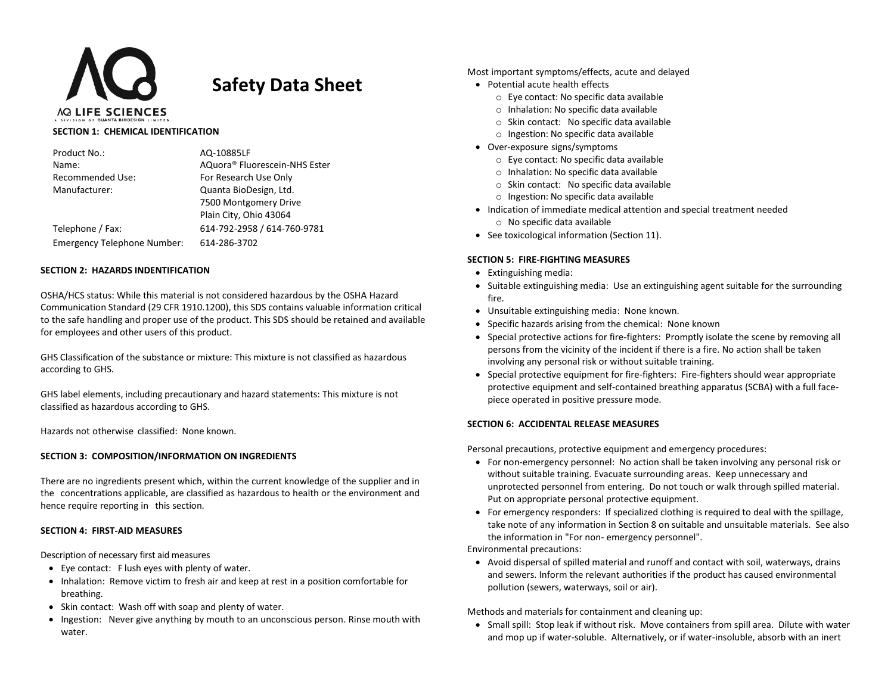AQ LIFE SCIENCES
A DIVISION OF QUANTA BIODESIGN LIMITED

# Safety Data Sheet

## SECTION 1: CHEMICAL IDENTIFICATION

| | |
|---|---|
| Product No.: | AQ-10885LF |
| Name: | AQuora® Fluorescein-NHS Ester |
| Recommended Use: | For Research Use Only |
| Manufacturer: | Quanta BioDesign, Ltd.<br>7500 Montgomery Drive<br>Plain City, Ohio 43064 |
| Telephone / Fax: | 614-792-2958 / 614-760-9781 |
| Emergency Telephone Number: | 614-286-3702 |

## SECTION 2: HAZARDS INDENTIFICATION

OSHA/HCS status: While this material is not considered hazardous by the OSHA Hazard Communication Standard (29 CFR 1910.1200), this SDS contains valuable information critical to the safe handling and proper use of the product. This SDS should be retained and available for employees and other users of this product.

GHS Classification of the substance or mixture: This mixture is not classified as hazardous according to GHS.

GHS label elements, including precautionary and hazard statements: This mixture is not classified as hazardous according to GHS.

Hazards not otherwise classified: None known.

## SECTION 3: COMPOSITION/INFORMATION ON INGREDIENTS

There are no ingredients present which, within the current knowledge of the supplier and in the concentrations applicable, are classified as hazardous to health or the environment and hence require reporting in this section.

## SECTION 4: FIRST-AID MEASURES

Description of necessary first aid measures

- Eye contact: F lush eyes with plenty of water.
- Inhalation: Remove victim to fresh air and keep at rest in a position comfortable for breathing.
- Skin contact: Wash off with soap and plenty of water.
- Ingestion: Never give anything by mouth to an unconscious person. Rinse mouth with water.

Most important symptoms/effects, acute and delayed

- Potential acute health effects
  - Eye contact: No specific data available
  - Inhalation: No specific data available
  - Skin contact: No specific data available
  - Ingestion: No specific data available
- Over-exposure signs/symptoms
  - Eye contact: No specific data available
  - Inhalation: No specific data available
  - Skin contact: No specific data available
  - Ingestion: No specific data available
- Indication of immediate medical attention and special treatment needed
  - No specific data available
- See toxicological information (Section 11).

## SECTION 5: FIRE-FIGHTING MEASURES

- Extinguishing media:
- Suitable extinguishing media: Use an extinguishing agent suitable for the surrounding fire.
- Unsuitable extinguishing media: None known.
- Specific hazards arising from the chemical: None known
- Special protective actions for fire-fighters: Promptly isolate the scene by removing all persons from the vicinity of the incident if there is a fire. No action shall be taken involving any personal risk or without suitable training.
- Special protective equipment for fire-fighters: Fire-fighters should wear appropriate protective equipment and self-contained breathing apparatus (SCBA) with a full face-piece operated in positive pressure mode.

## SECTION 6: ACCIDENTAL RELEASE MEASURES

Personal precautions, protective equipment and emergency procedures:

- For non-emergency personnel: No action shall be taken involving any personal risk or without suitable training. Evacuate surrounding areas. Keep unnecessary and unprotected personnel from entering. Do not touch or walk through spilled material. Put on appropriate personal protective equipment.
- For emergency responders: If specialized clothing is required to deal with the spillage, take note of any information in Section 8 on suitable and unsuitable materials. See also the information in "For non- emergency personnel".

Environmental precautions:

- Avoid dispersal of spilled material and runoff and contact with soil, waterways, drains and sewers. Inform the relevant authorities if the product has caused environmental pollution (sewers, waterways, soil or air).

Methods and materials for containment and cleaning up:

- Small spill: Stop leak if without risk. Move containers from spill area. Dilute with water and mop up if water-soluble. Alternatively, or if water-insoluble, absorb with an inert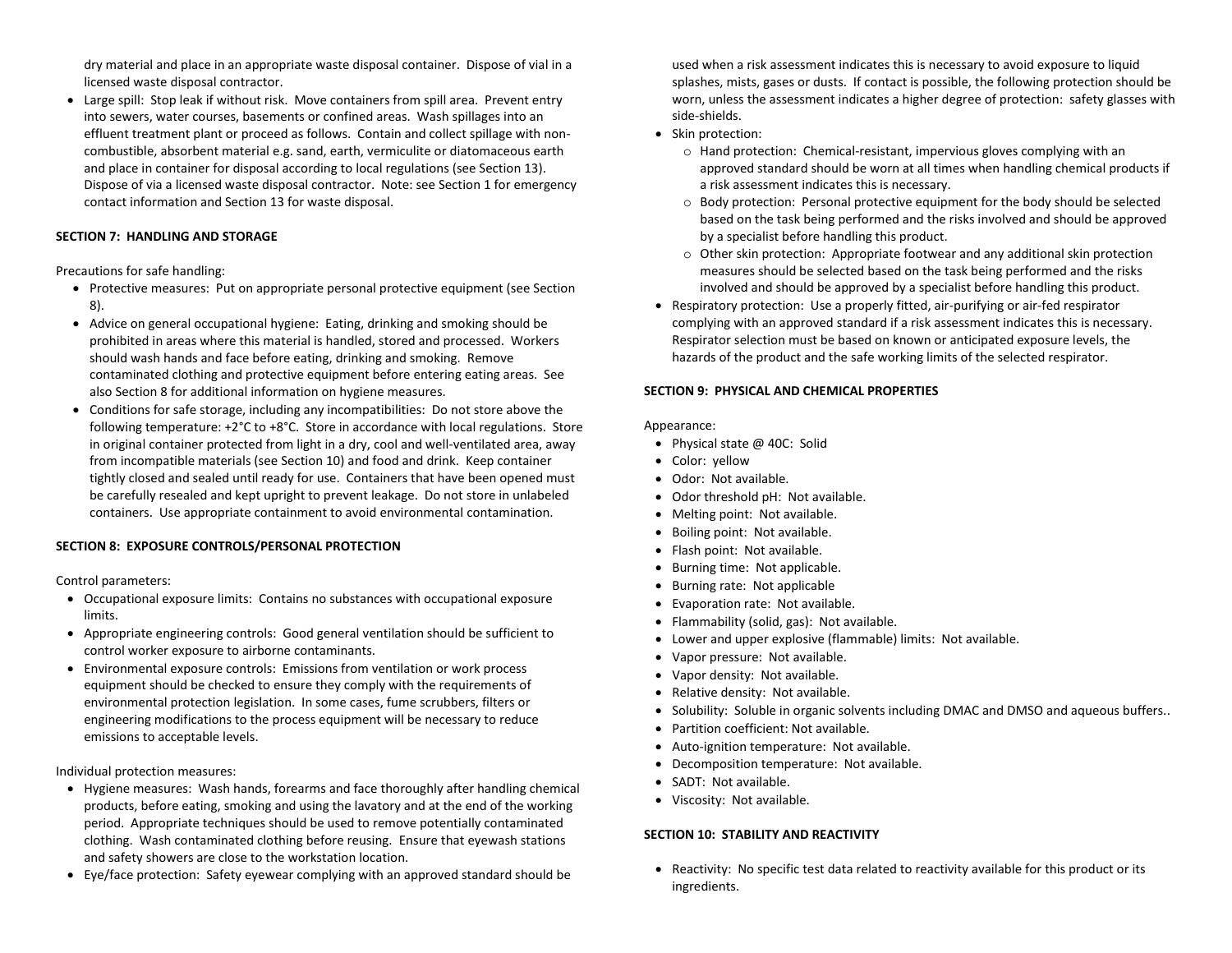dry material and place in an appropriate waste disposal container. Dispose of vial in a licensed waste disposal contractor.

- Large spill: Stop leak if without risk. Move containers from spill area. Prevent entry into sewers, water courses, basements or confined areas. Wash spillages into an effluent treatment plant or proceed as follows. Contain and collect spillage with non-combustible, absorbent material e.g. sand, earth, vermiculite or diatomaceous earth and place in container for disposal according to local regulations (see Section 13). Dispose of via a licensed waste disposal contractor. Note: see Section 1 for emergency contact information and Section 13 for waste disposal.

**SECTION 7: HANDLING AND STORAGE**

Precautions for safe handling:

- Protective measures: Put on appropriate personal protective equipment (see Section 8).
- Advice on general occupational hygiene: Eating, drinking and smoking should be prohibited in areas where this material is handled, stored and processed. Workers should wash hands and face before eating, drinking and smoking. Remove contaminated clothing and protective equipment before entering eating areas. See also Section 8 for additional information on hygiene measures.
- Conditions for safe storage, including any incompatibilities: Do not store above the following temperature: +2°C to +8°C. Store in accordance with local regulations. Store in original container protected from light in a dry, cool and well-ventilated area, away from incompatible materials (see Section 10) and food and drink. Keep container tightly closed and sealed until ready for use. Containers that have been opened must be carefully resealed and kept upright to prevent leakage. Do not store in unlabeled containers. Use appropriate containment to avoid environmental contamination.

**SECTION 8: EXPOSURE CONTROLS/PERSONAL PROTECTION**

Control parameters:

- Occupational exposure limits: Contains no substances with occupational exposure limits.
- Appropriate engineering controls: Good general ventilation should be sufficient to control worker exposure to airborne contaminants.
- Environmental exposure controls: Emissions from ventilation or work process equipment should be checked to ensure they comply with the requirements of environmental protection legislation. In some cases, fume scrubbers, filters or engineering modifications to the process equipment will be necessary to reduce emissions to acceptable levels.

Individual protection measures:

- Hygiene measures: Wash hands, forearms and face thoroughly after handling chemical products, before eating, smoking and using the lavatory and at the end of the working period. Appropriate techniques should be used to remove potentially contaminated clothing. Wash contaminated clothing before reusing. Ensure that eyewash stations and safety showers are close to the workstation location.
- Eye/face protection: Safety eyewear complying with an approved standard should be used when a risk assessment indicates this is necessary to avoid exposure to liquid splashes, mists, gases or dusts. If contact is possible, the following protection should be worn, unless the assessment indicates a higher degree of protection: safety glasses with side-shields.
- Skin protection:
  - Hand protection: Chemical-resistant, impervious gloves complying with an approved standard should be worn at all times when handling chemical products if a risk assessment indicates this is necessary.
  - Body protection: Personal protective equipment for the body should be selected based on the task being performed and the risks involved and should be approved by a specialist before handling this product.
  - Other skin protection: Appropriate footwear and any additional skin protection measures should be selected based on the task being performed and the risks involved and should be approved by a specialist before handling this product.
- Respiratory protection: Use a properly fitted, air-purifying or air-fed respirator complying with an approved standard if a risk assessment indicates this is necessary. Respirator selection must be based on known or anticipated exposure levels, the hazards of the product and the safe working limits of the selected respirator.

**SECTION 9: PHYSICAL AND CHEMICAL PROPERTIES**

Appearance:

- Physical state @ 40C: Solid
- Color: yellow
- Odor: Not available.
- Odor threshold pH: Not available.
- Melting point: Not available.
- Boiling point: Not available.
- Flash point: Not available.
- Burning time: Not applicable.
- Burning rate: Not applicable
- Evaporation rate: Not available.
- Flammability (solid, gas): Not available.
- Lower and upper explosive (flammable) limits: Not available.
- Vapor pressure: Not available.
- Vapor density: Not available.
- Relative density: Not available.
- Solubility: Soluble in organic solvents including DMAC and DMSO and aqueous buffers..
- Partition coefficient: Not available.
- Auto-ignition temperature: Not available.
- Decomposition temperature: Not available.
- SADT: Not available.
- Viscosity: Not available.

**SECTION 10: STABILITY AND REACTIVITY**

- Reactivity: No specific test data related to reactivity available for this product or its ingredients.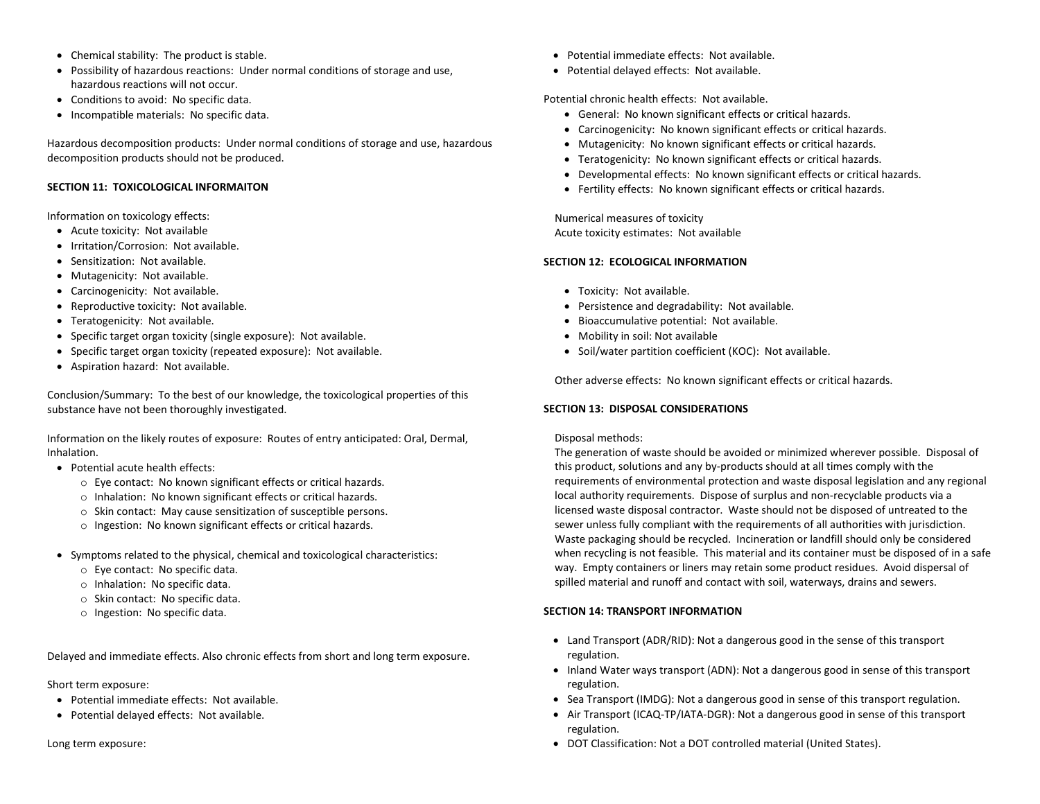- Chemical stability: The product is stable.
- Possibility of hazardous reactions: Under normal conditions of storage and use, hazardous reactions will not occur.
- Conditions to avoid: No specific data.
- Incompatible materials: No specific data.

Hazardous decomposition products: Under normal conditions of storage and use, hazardous decomposition products should not be produced.

**SECTION 11: TOXICOLOGICAL INFORMAITON**

Information on toxicology effects:

- Acute toxicity: Not available
- Irritation/Corrosion: Not available.
- Sensitization: Not available.
- Mutagenicity: Not available.
- Carcinogenicity: Not available.
- Reproductive toxicity: Not available.
- Teratogenicity: Not available.
- Specific target organ toxicity (single exposure): Not available.
- Specific target organ toxicity (repeated exposure): Not available.
- Aspiration hazard: Not available.

Conclusion/Summary: To the best of our knowledge, the toxicological properties of this substance have not been thoroughly investigated.

Information on the likely routes of exposure: Routes of entry anticipated: Oral, Dermal, Inhalation.

- Potential acute health effects:
    - Eye contact: No known significant effects or critical hazards.
    - Inhalation: No known significant effects or critical hazards.
    - Skin contact: May cause sensitization of susceptible persons.
    - Ingestion: No known significant effects or critical hazards.

- Symptoms related to the physical, chemical and toxicological characteristics:
    - Eye contact: No specific data.
    - Inhalation: No specific data.
    - Skin contact: No specific data.
    - Ingestion: No specific data.

Delayed and immediate effects. Also chronic effects from short and long term exposure.

Short term exposure:

- Potential immediate effects: Not available.
- Potential delayed effects: Not available.

Long term exposure:

- Potential immediate effects: Not available.
- Potential delayed effects: Not available.

Potential chronic health effects: Not available.

- General: No known significant effects or critical hazards.
- Carcinogenicity: No known significant effects or critical hazards.
- Mutagenicity: No known significant effects or critical hazards.
- Teratogenicity: No known significant effects or critical hazards.
- Developmental effects: No known significant effects or critical hazards.
- Fertility effects: No known significant effects or critical hazards.

Numerical measures of toxicity
Acute toxicity estimates: Not available

**SECTION 12: ECOLOGICAL INFORMATION**

- Toxicity: Not available.
- Persistence and degradability: Not available.
- Bioaccumulative potential: Not available.
- Mobility in soil: Not available
- Soil/water partition coefficient (KOC): Not available.

Other adverse effects: No known significant effects or critical hazards.

**SECTION 13: DISPOSAL CONSIDERATIONS**

Disposal methods:
The generation of waste should be avoided or minimized wherever possible. Disposal of this product, solutions and any by-products should at all times comply with the requirements of environmental protection and waste disposal legislation and any regional local authority requirements. Dispose of surplus and non-recyclable products via a licensed waste disposal contractor. Waste should not be disposed of untreated to the sewer unless fully compliant with the requirements of all authorities with jurisdiction. Waste packaging should be recycled. Incineration or landfill should only be considered when recycling is not feasible. This material and its container must be disposed of in a safe way. Empty containers or liners may retain some product residues. Avoid dispersal of spilled material and runoff and contact with soil, waterways, drains and sewers.

**SECTION 14: TRANSPORT INFORMATION**

- Land Transport (ADR/RID): Not a dangerous good in the sense of this transport regulation.
- Inland Water ways transport (ADN): Not a dangerous good in sense of this transport regulation.
- Sea Transport (IMDG): Not a dangerous good in sense of this transport regulation.
- Air Transport (ICAQ-TP/IATA-DGR): Not a dangerous good in sense of this transport regulation.
- DOT Classification: Not a DOT controlled material (United States).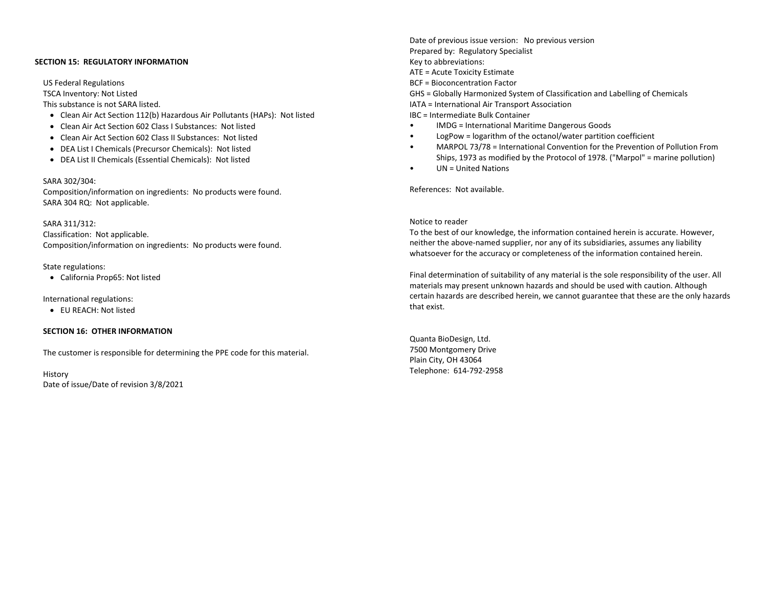**SECTION 15: REGULATORY INFORMATION**

US Federal Regulations
TSCA Inventory: Not Listed
This substance is not SARA listed.

- Clean Air Act Section 112(b) Hazardous Air Pollutants (HAPs): Not listed
- Clean Air Act Section 602 Class I Substances: Not listed
- Clean Air Act Section 602 Class II Substances: Not listed
- DEA List I Chemicals (Precursor Chemicals): Not listed
- DEA List II Chemicals (Essential Chemicals): Not listed

SARA 302/304:
Composition/information on ingredients: No products were found.
SARA 304 RQ: Not applicable.

SARA 311/312:
Classification: Not applicable.
Composition/information on ingredients: No products were found.

State regulations:

- California Prop65: Not listed

International regulations:

- EU REACH: Not listed

**SECTION 16: OTHER INFORMATION**

The customer is responsible for determining the PPE code for this material.

History
Date of issue/Date of revision 3/8/2021
Date of previous issue version: No previous version
Prepared by: Regulatory Specialist
Key to abbreviations:
ATE = Acute Toxicity Estimate
BCF = Bioconcentration Factor
GHS = Globally Harmonized System of Classification and Labelling of Chemicals
IATA = International Air Transport Association
IBC = Intermediate Bulk Container

- IMDG = International Maritime Dangerous Goods
- LogPow = logarithm of the octanol/water partition coefficient
- MARPOL 73/78 = International Convention for the Prevention of Pollution From Ships, 1973 as modified by the Protocol of 1978. ("Marpol" = marine pollution)
- UN = United Nations

References: Not available.

Notice to reader
To the best of our knowledge, the information contained herein is accurate. However, neither the above-named supplier, nor any of its subsidiaries, assumes any liability whatsoever for the accuracy or completeness of the information contained herein.

Final determination of suitability of any material is the sole responsibility of the user. All materials may present unknown hazards and should be used with caution. Although certain hazards are described herein, we cannot guarantee that these are the only hazards that exist.

Quanta BioDesign, Ltd.
7500 Montgomery Drive
Plain City, OH 43064
Telephone: 614-792-2958